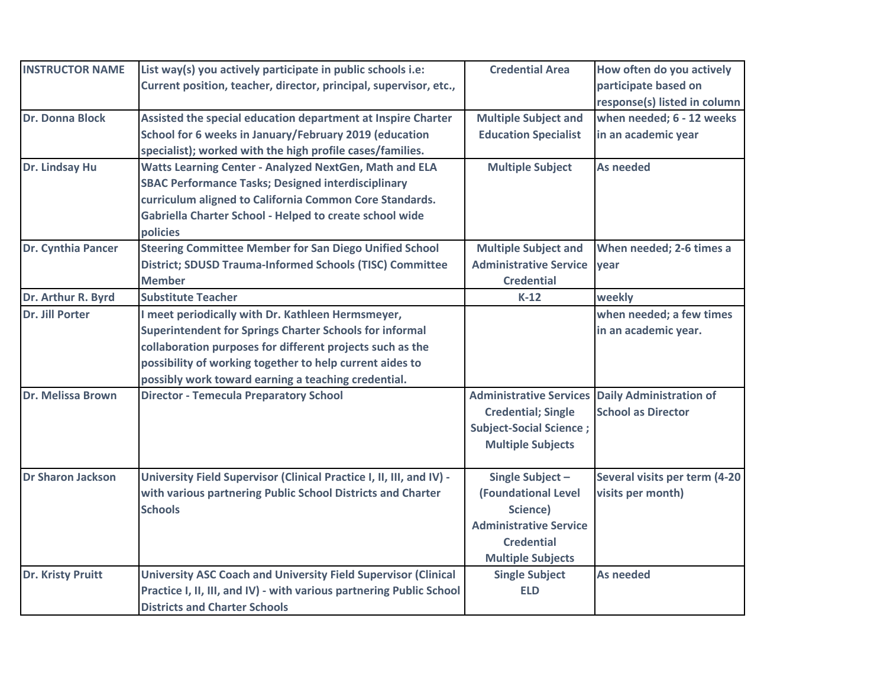| INSTRUCTOR NAME | List way(s) you actively participate in public schools i.e: Current position, teacher, director, principal, supervisor, etc., | Credential Area | How often do you actively participate based on response(s) listed in column |
|---|---|---|---|
| Dr. Donna Block | Assisted the special education department at Inspire Charter School for 6 weeks in January/February 2019 (education specialist); worked with the high profile cases/families. | Multiple Subject and Education Specialist | when needed; 6 - 12 weeks in an academic year |
| Dr. Lindsay Hu | Watts Learning Center - Analyzed NextGen, Math and ELA SBAC Performance Tasks; Designed interdisciplinary curriculum aligned to California Common Core Standards. Gabriella Charter School - Helped to create school wide policies | Multiple Subject | As needed |
| Dr. Cynthia Pancer | Steering Committee Member for San Diego Unified School District; SDUSD Trauma-Informed Schools (TISC) Committee Member | Multiple Subject and Administrative Service Credential | When needed; 2-6 times a year |
| Dr. Arthur R. Byrd | Substitute Teacher | K-12 | weekly |
| Dr. Jill Porter | I meet periodically with Dr. Kathleen Hermsmeyer, Superintendent for Springs Charter Schools for informal collaboration purposes for different projects such as the possibility of working together to help current aides to possibly work toward earning a teaching credential. | | when needed; a few times in an academic year. |
| Dr. Melissa Brown | Director - Temecula Preparatory School | Administrative Services Credential; Single Subject-Social Science ; Multiple Subjects | Daily Administration of School as Director |
| Dr Sharon Jackson | University Field Supervisor (Clinical Practice I, II, III, and IV) - with various partnering Public School Districts and Charter Schools | Single Subject – (Foundational Level Science) Administrative Service Credential Multiple Subjects | Several visits per term (4-20 visits per month) |
| Dr. Kristy Pruitt | University ASC Coach and University Field Supervisor (Clinical Practice I, II, III, and IV) - with various partnering Public School Districts and Charter Schools | Single Subject ELD | As needed |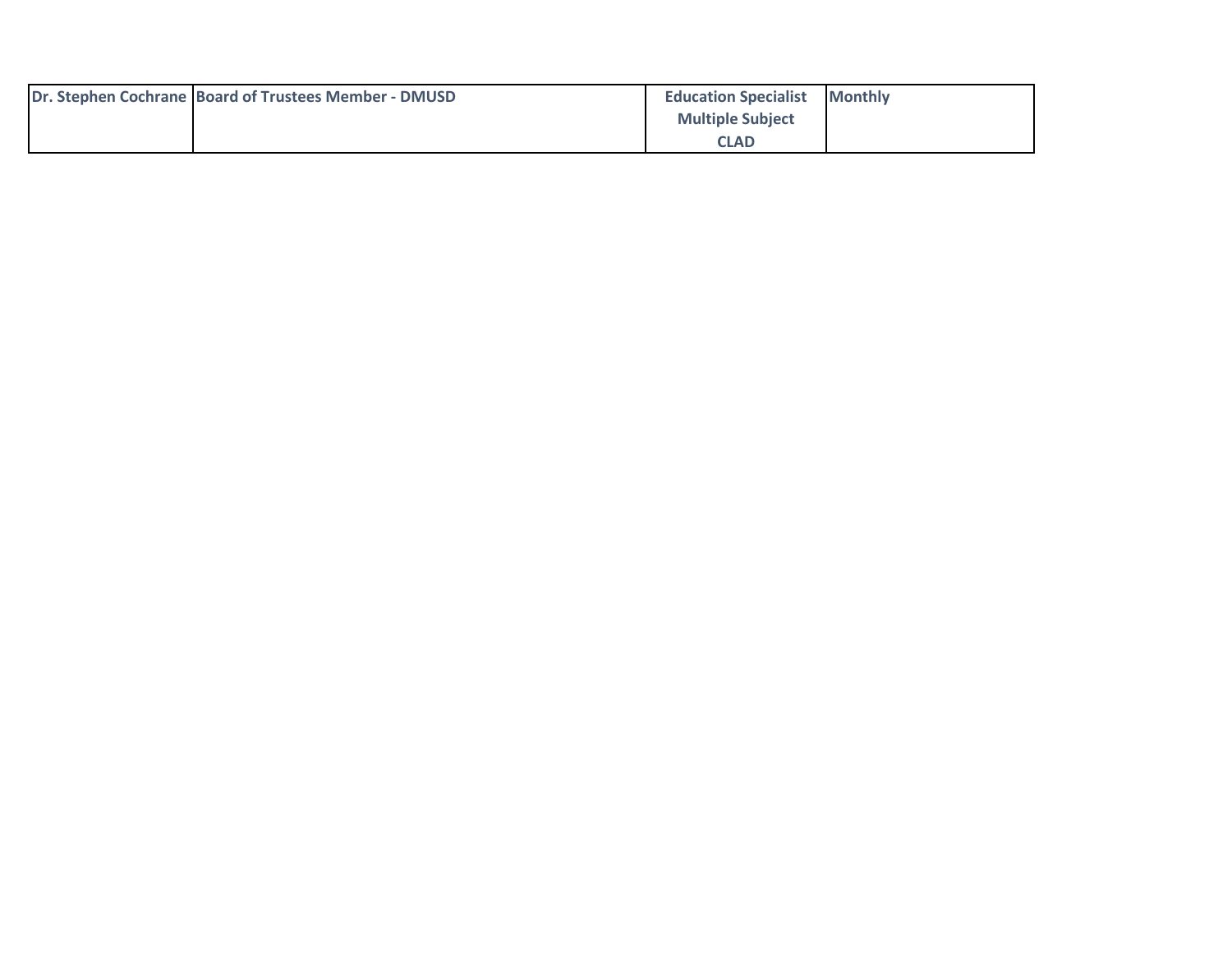| | | | |
|---|---|---|---|
| Dr. Stephen Cochrane | Board of Trustees Member - DMUSD | Education Specialist<br>Multiple Subject<br>CLAD | Monthly |